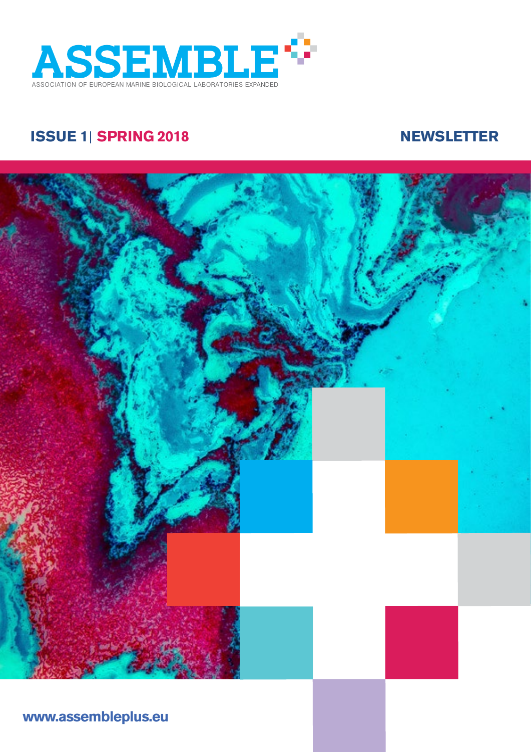# ASSEMBLE

ASSOCIATION OF EUROPEAN MARINE BIOLOGICAL LABORATORIES EXPANDED

**ISSUE 1 | SPRING 2018**

**NEWSLETTER**

**www.assembleplus.eu**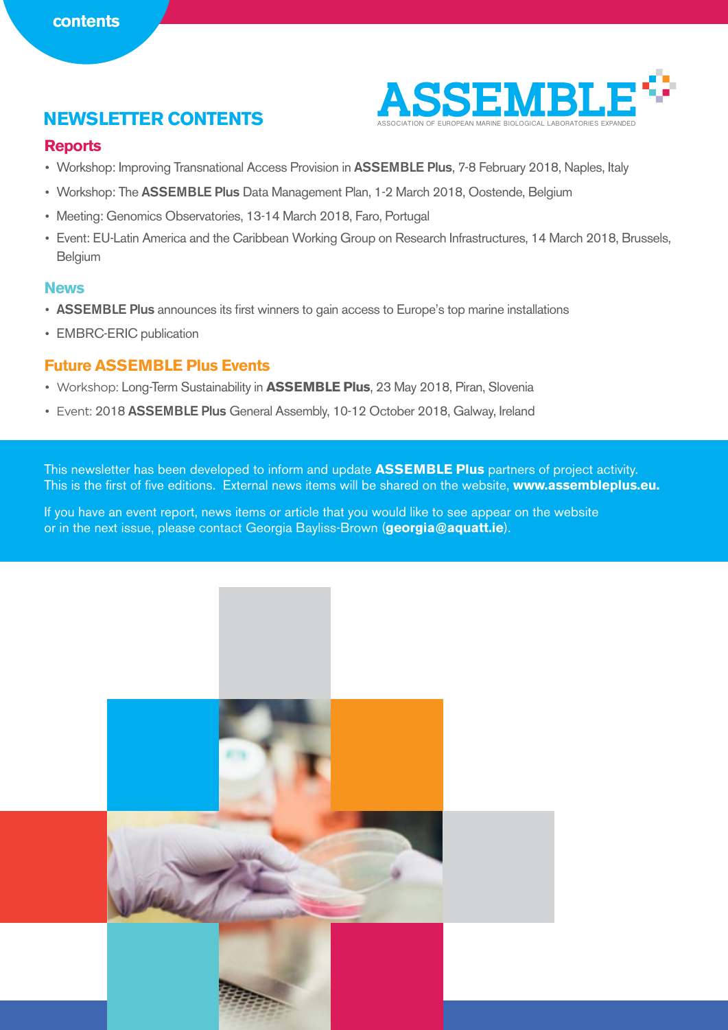contents

ASSEMBLE

ASSOCIATION OF EUROPEAN MARINE BIOLOGICAL LABORATORIES EXPANDED

# NEWSLETTER CONTENTS

## Reports

- Workshop: Improving Transnational Access Provision in **ASSEMBLE Plus**, 7-8 February 2018, Naples, Italy
- Workshop: The **ASSEMBLE Plus** Data Management Plan, 1-2 March 2018, Oostende, Belgium
- Meeting: Genomics Observatories, 13-14 March 2018, Faro, Portugal
- Event: EU-Latin America and the Caribbean Working Group on Research Infrastructures, 14 March 2018, Brussels, Belgium

## News

- **ASSEMBLE Plus** announces its first winners to gain access to Europe's top marine installations
- EMBRC-ERIC publication

## Future ASSEMBLE Plus Events

- Workshop: Long-Term Sustainability in **ASSEMBLE Plus**, 23 May 2018, Piran, Slovenia
- Event: 2018 **ASSEMBLE Plus** General Assembly, 10-12 October 2018, Galway, Ireland

This newsletter has been developed to inform and update **ASSEMBLE Plus** partners of project activity. This is the first of five editions. External news items will be shared on the website, **www.assembleplus.eu.**

If you have an event report, news items or article that you would like to see appear on the website or in the next issue, please contact Georgia Bayliss-Brown (**georgia@aquatt.ie**).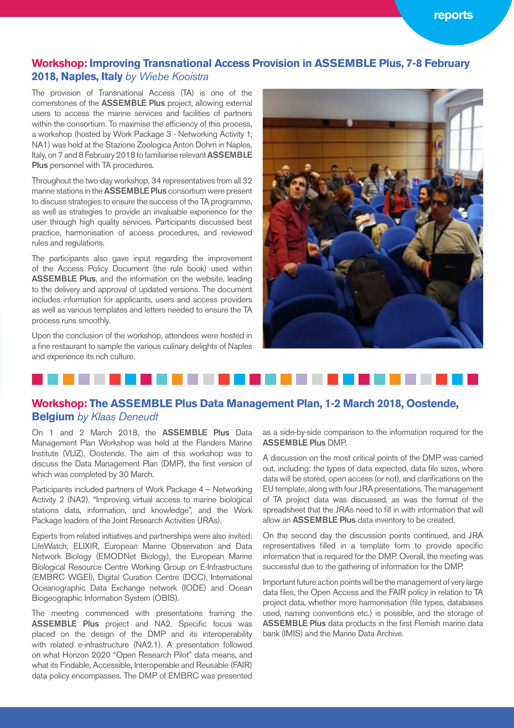## **Workshop:** Improving Transnational Access Provision in ASSEMBLE Plus, 7-8 February 2018, Naples, Italy *by Wiebe Kooistra*

The provision of Transnational Access (TA) is one of the cornerstones of the **ASSEMBLE Plus** project, allowing external users to access the marine services and facilities of partners within the consortium. To maximise the efficiency of this process, a workshop (hosted by Work Package 3 - Networking Activity 1; NA1) was held at the Stazione Zoologica Anton Dohrn in Naples, Italy, on 7 and 8 February 2018 to familiarise relevant **ASSEMBLE Plus** personnel with TA procedures.

Throughout the two-day workshop, 34 representatives from all 32 marine stations in the **ASSEMBLE Plus** consortium were present to discuss strategies to ensure the success of the TA programme, as well as strategies to provide an invaluable experience for the user through high quality services. Participants discussed best practice, harmonisation of access procedures, and reviewed rules and regulations.

The participants also gave input regarding the improvement of the Access Policy Document (the rule book) used within **ASSEMBLE Plus**, and the information on the website, leading to the delivery and approval of updated versions. The document includes information for applicants, users and access providers as well as various templates and letters needed to ensure the TA process runs smoothly.

Upon the conclusion of the workshop, attendees were hosted in a fine restaurant to sample the various culinary delights of Naples and experience its rich culture.

## **Workshop:** The ASSEMBLE Plus Data Management Plan, 1-2 March 2018, Oostende, Belgium *by Klaas Deneudt*

On 1 and 2 March 2018, the **ASSEMBLE Plus** Data Management Plan Workshop was held at the Flanders Marine Institute (VLIZ), Oostende. The aim of this workshop was to discuss the Data Management Plan (DMP), the first version of which was completed by 30 March.

Participants included partners of Work Package 4 – Networking Activity 2 (NA2), "Improving virtual access to marine biological stations data, information, and knowledge", and the Work Package leaders of the Joint Research Activities (JRAs).

Experts from related initiatives and partnerships were also invited: LifeWatch, ELIXIR, European Marine Observation and Data Network Biology (EMODNet Biology), the European Marine Biological Resource Centre Working Group on E-Infrastructure (EMBRC WGEI), Digital Curation Centre (DCC), International Oceanographic Data Exchange network (IODE) and Ocean Biogeographic Information System (OBIS).

The meeting commenced with presentations framing the **ASSEMBLE Plus** project and NA2. Specific focus was placed on the design of the DMP and its interoperability with related e-infrastructure (NA2.1). A presentation followed on what Horizon 2020 "Open Research Pilot" data means, and what its Findable, Accessible, Interoperable and Reusable (FAIR) data policy encompasses. The DMP of EMBRC was presented as a side-by-side comparison to the information required for the **ASSEMBLE Plus** DMP.

A discussion on the most critical points of the DMP was carried out, including: the types of data expected, data file sizes, where data will be stored, open access (or not), and clarifications on the EU template, along with four JRA presentations. The management of TA project data was discussed, as was the format of the spreadsheet that the JRAs need to fill in with information that will allow an **ASSEMBLE Plus** data inventory to be created.

On the second day the discussion points continued, and JRA representatives filled in a template form to provide specific information that is required for the DMP. Overall, the meeting was successful due to the gathering of information for the DMP.

Important future action points will be the management of very large data files, the Open Access and the FAIR policy in relation to TA project data, whether more harmonisation (file types, databases used, naming conventions etc.) is possible, and the storage of **ASSEMBLE Plus** data products in the first Flemish marine data bank (IMIS) and the Marine Data Archive.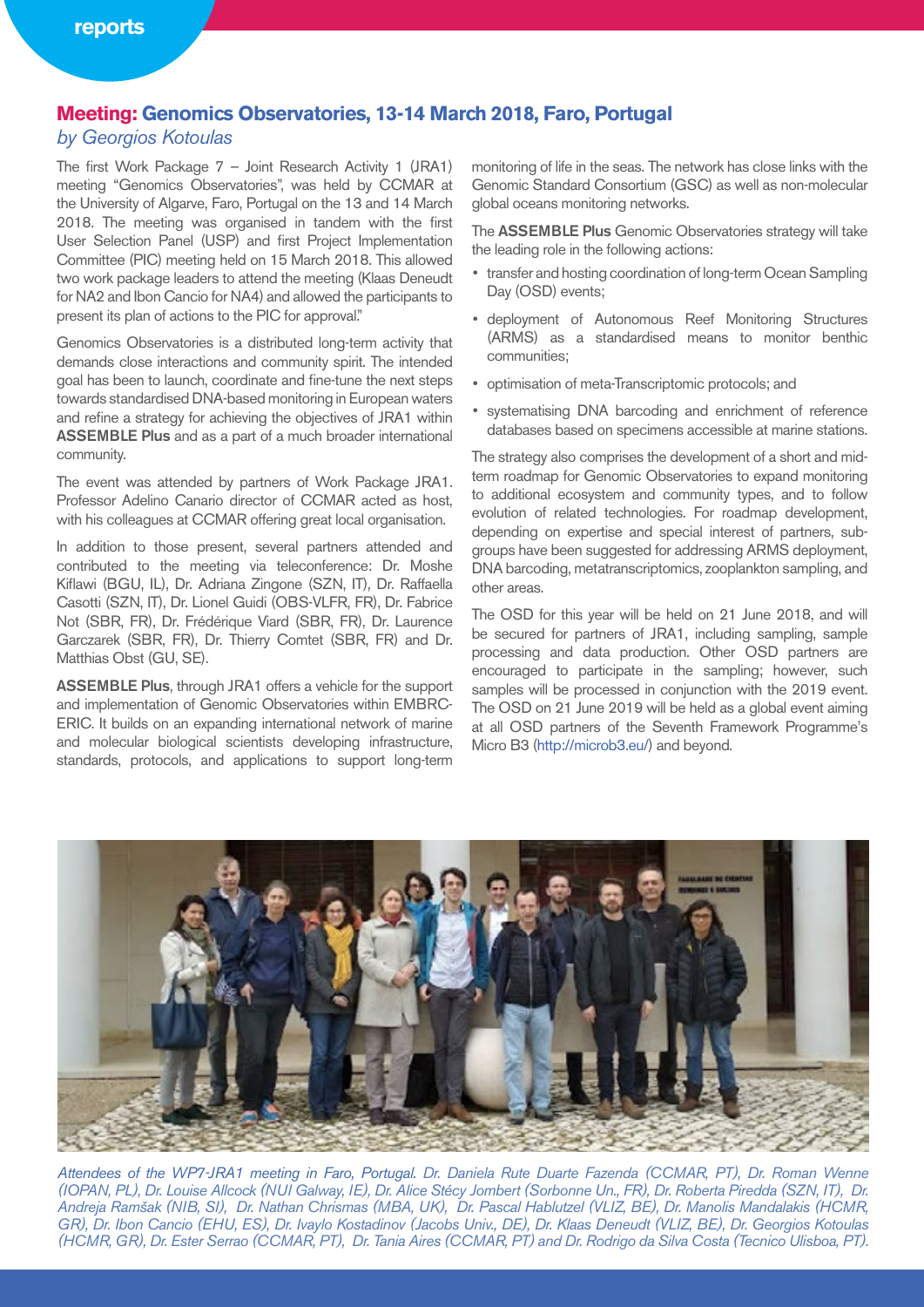## Meeting: Genomics Observatories, 13-14 March 2018, Faro, Portugal

*by Georgios Kotoulas*

The first Work Package 7 – Joint Research Activity 1 (JRA1) meeting "Genomics Observatories", was held by CCMAR at the University of Algarve, Faro, Portugal on the 13 and 14 March 2018. The meeting was organised in tandem with the first User Selection Panel (USP) and first Project Implementation Committee (PIC) meeting held on 15 March 2018. This allowed two work package leaders to attend the meeting (Klaas Deneudt for NA2 and Ibon Cancio for NA4) and allowed the participants to present its plan of actions to the PIC for approval."

Genomics Observatories is a distributed long-term activity that demands close interactions and community spirit. The intended goal has been to launch, coordinate and fine-tune the next steps towards standardised DNA-based monitoring in European waters and refine a strategy for achieving the objectives of JRA1 within **ASSEMBLE Plus** and as a part of a much broader international community.

The event was attended by partners of Work Package JRA1. Professor Adelino Canario director of CCMAR acted as host, with his colleagues at CCMAR offering great local organisation.

In addition to those present, several partners attended and contributed to the meeting via teleconference: Dr. Moshe Kiflawi (BGU, IL), Dr. Adriana Zingone (SZN, IT), Dr. Raffaella Casotti (SZN, IT), Dr. Lionel Guidi (OBS-VLFR, FR), Dr. Fabrice Not (SBR, FR), Dr. Frédérique Viard (SBR, FR), Dr. Laurence Garczarek (SBR, FR), Dr. Thierry Comtet (SBR, FR) and Dr. Matthias Obst (GU, SE).

**ASSEMBLE Plus**, through JRA1 offers a vehicle for the support and implementation of Genomic Observatories within EMBRC-ERIC. It builds on an expanding international network of marine and molecular biological scientists developing infrastructure, standards, protocols, and applications to support long-term monitoring of life in the seas. The network has close links with the Genomic Standard Consortium (GSC) as well as non-molecular global oceans monitoring networks.

The **ASSEMBLE Plus** Genomic Observatories strategy will take the leading role in the following actions:

- transfer and hosting coordination of long-term Ocean Sampling Day (OSD) events;
- deployment of Autonomous Reef Monitoring Structures (ARMS) as a standardised means to monitor benthic communities;
- optimisation of meta-Transcriptomic protocols; and
- systematising DNA barcoding and enrichment of reference databases based on specimens accessible at marine stations.

The strategy also comprises the development of a short and mid-term roadmap for Genomic Observatories to expand monitoring to additional ecosystem and community types, and to follow evolution of related technologies. For roadmap development, depending on expertise and special interest of partners, sub-groups have been suggested for addressing ARMS deployment, DNA barcoding, metatranscriptomics, zooplankton sampling, and other areas.

The OSD for this year will be held on 21 June 2018, and will be secured for partners of JRA1, including sampling, sample processing and data production. Other OSD partners are encouraged to participate in the sampling; however, such samples will be processed in conjunction with the 2019 event. The OSD on 21 June 2019 will be held as a global event aiming at all OSD partners of the Seventh Framework Programme's Micro B3 (http://microb3.eu/) and beyond.

*Attendees of the WP7-JRA1 meeting in Faro, Portugal. Dr. Daniela Rute Duarte Fazenda (CCMAR, PT), Dr. Roman Wenne (IOPAN, PL), Dr. Louise Allcock (NUI Galway, IE), Dr. Alice Stécy Jombert (Sorbonne Un., FR), Dr. Roberta Piredda (SZN, IT), Dr. Andreja Ramšak (NIB, SI), Dr. Nathan Chrismas (MBA, UK), Dr. Pascal Hablutzel (VLIZ, BE), Dr. Manolis Mandalakis (HCMR, GR), Dr. Ibon Cancio (EHU, ES), Dr. Ivaylo Kostadinov (Jacobs Univ., DE), Dr. Klaas Deneudt (VLIZ, BE), Dr. Georgios Kotoulas (HCMR, GR), Dr. Ester Serrao (CCMAR, PT), Dr. Tania Aires (CCMAR, PT) and Dr. Rodrigo da Silva Costa (Tecnico Ulisboa, PT).*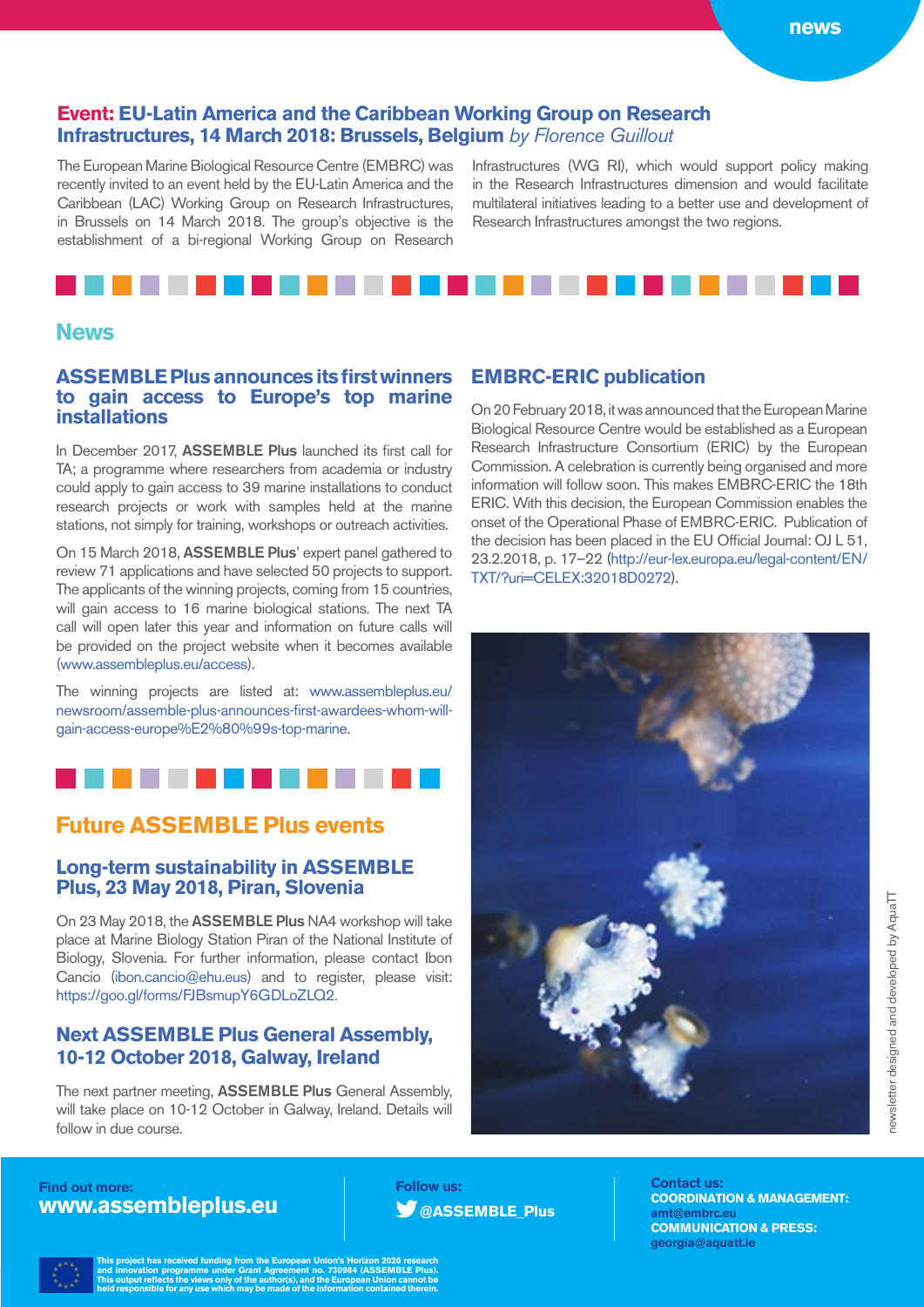## **Event:** EU-Latin America and the Caribbean Working Group on Research Infrastructures, 14 March 2018: Brussels, Belgium *by Florence Guillout*

The European Marine Biological Resource Centre (EMBRC) was recently invited to an event held by the EU-Latin America and the Caribbean (LAC) Working Group on Research Infrastructures, in Brussels on 14 March 2018. The group's objective is the establishment of a bi-regional Working Group on Research Infrastructures (WG RI), which would support policy making in the Research Infrastructures dimension and would facilitate multilateral initiatives leading to a better use and development of Research Infrastructures amongst the two regions.

# News

## ASSEMBLE Plus announces its first winners to gain access to Europe's top marine installations

In December 2017, **ASSEMBLE Plus** launched its first call for TA; a programme where researchers from academia or industry could apply to gain access to 39 marine installations to conduct research projects or work with samples held at the marine stations, not simply for training, workshops or outreach activities.

On 15 March 2018, **ASSEMBLE Plus**' expert panel gathered to review 71 applications and have selected 50 projects to support. The applicants of the winning projects, coming from 15 countries, will gain access to 16 marine biological stations. The next TA call will open later this year and information on future calls will be provided on the project website when it becomes available (www.assembleplus.eu/access).

The winning projects are listed at: www.assembleplus.eu/newsroom/assemble-plus-announces-first-awardees-whom-will-gain-access-europe%E2%80%99s-top-marine.

## EMBRC-ERIC publication

On 20 February 2018, it was announced that the European Marine Biological Resource Centre would be established as a European Research Infrastructure Consortium (ERIC) by the European Commission. A celebration is currently being organised and more information will follow soon. This makes EMBRC-ERIC the 18th ERIC. With this decision, the European Commission enables the onset of the Operational Phase of EMBRC-ERIC. Publication of the decision has been placed in the EU Official Journal: OJ L 51, 23.2.2018, p. 17–22 (http://eur-lex.europa.eu/legal-content/EN/TXT/?uri=CELEX:32018D0272).

# Future ASSEMBLE Plus events

## Long-term sustainability in ASSEMBLE Plus, 23 May 2018, Piran, Slovenia

On 23 May 2018, the **ASSEMBLE Plus** NA4 workshop will take place at Marine Biology Station Piran of the National Institute of Biology, Slovenia. For further information, please contact Ibon Cancio (ibon.cancio@ehu.eus) and to register, please visit: https://goo.gl/forms/FJBsmupY6GDLoZLQ2.

## Next ASSEMBLE Plus General Assembly, 10-12 October 2018, Galway, Ireland

The next partner meeting, **ASSEMBLE Plus** General Assembly, will take place on 10-12 October in Galway, Ireland. Details will follow in due course.

newsletter designed and developed by AquaTT

**Find out more:**
**www.assembleplus.eu**

**Follow us:**
**@ASSEMBLE_Plus**

**Contact us:**
**COORDINATION & MANAGEMENT:**
amt@embrc.eu
**COMMUNICATION & PRESS:**
georgia@aquatt.ie

This project has received funding from the European Union's Horizon 2020 research and innovation programme under Grant Agreement no. 730984 (ASSEMBLE Plus). This output reflects the views only of the author(s), and the European Union cannot be held responsible for any use which may be made of the information contained therein.